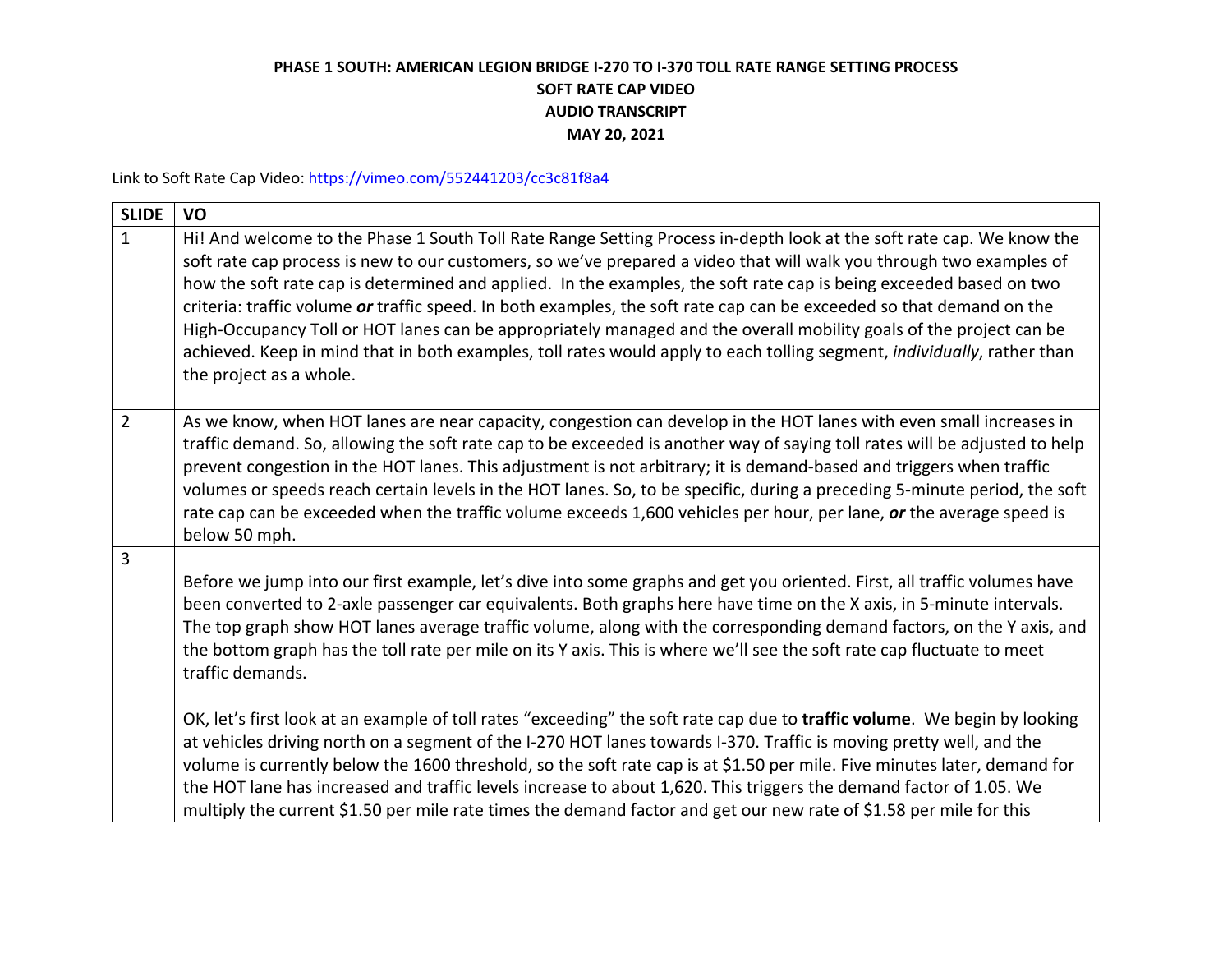**PHASE 1 SOUTH: AMERICAN LEGION BRIDGE I-270 TO I-370 TOLL RATE RANGE SETTING PROCESS**
**SOFT RATE CAP VIDEO**
**AUDIO TRANSCRIPT**
**MAY 20, 2021**

Link to Soft Rate Cap Video: https://vimeo.com/552441203/cc3c81f8a4

| SLIDE | VO |
|---|---|
| 1 | Hi! And welcome to the Phase 1 South Toll Rate Range Setting Process in-depth look at the soft rate cap. We know the soft rate cap process is new to our customers, so we've prepared a video that will walk you through two examples of how the soft rate cap is determined and applied. In the examples, the soft rate cap is being exceeded based on two criteria: traffic volume ***or*** traffic speed. In both examples, the soft rate cap can be exceeded so that demand on the High-Occupancy Toll or HOT lanes can be appropriately managed and the overall mobility goals of the project can be achieved. Keep in mind that in both examples, toll rates would apply to each tolling segment, *individually*, rather than the project as a whole. |
| 2 | As we know, when HOT lanes are near capacity, congestion can develop in the HOT lanes with even small increases in traffic demand. So, allowing the soft rate cap to be exceeded is another way of saying toll rates will be adjusted to help prevent congestion in the HOT lanes. This adjustment is not arbitrary; it is demand-based and triggers when traffic volumes or speeds reach certain levels in the HOT lanes. So, to be specific, during a preceding 5-minute period, the soft rate cap can be exceeded when the traffic volume exceeds 1,600 vehicles per hour, per lane, ***or*** the average speed is below 50 mph. |
| 3 | Before we jump into our first example, let's dive into some graphs and get you oriented. First, all traffic volumes have been converted to 2-axle passenger car equivalents. Both graphs here have time on the X axis, in 5-minute intervals. The top graph show HOT lanes average traffic volume, along with the corresponding demand factors, on the Y axis, and the bottom graph has the toll rate per mile on its Y axis. This is where we'll see the soft rate cap fluctuate to meet traffic demands. |
| | OK, let's first look at an example of toll rates "exceeding" the soft rate cap due to **traffic volume**. We begin by looking at vehicles driving north on a segment of the I-270 HOT lanes towards I-370. Traffic is moving pretty well, and the volume is currently below the 1600 threshold, so the soft rate cap is at $1.50 per mile. Five minutes later, demand for the HOT lane has increased and traffic levels increase to about 1,620. This triggers the demand factor of 1.05. We multiply the current $1.50 per mile rate times the demand factor and get our new rate of $1.58 per mile for this |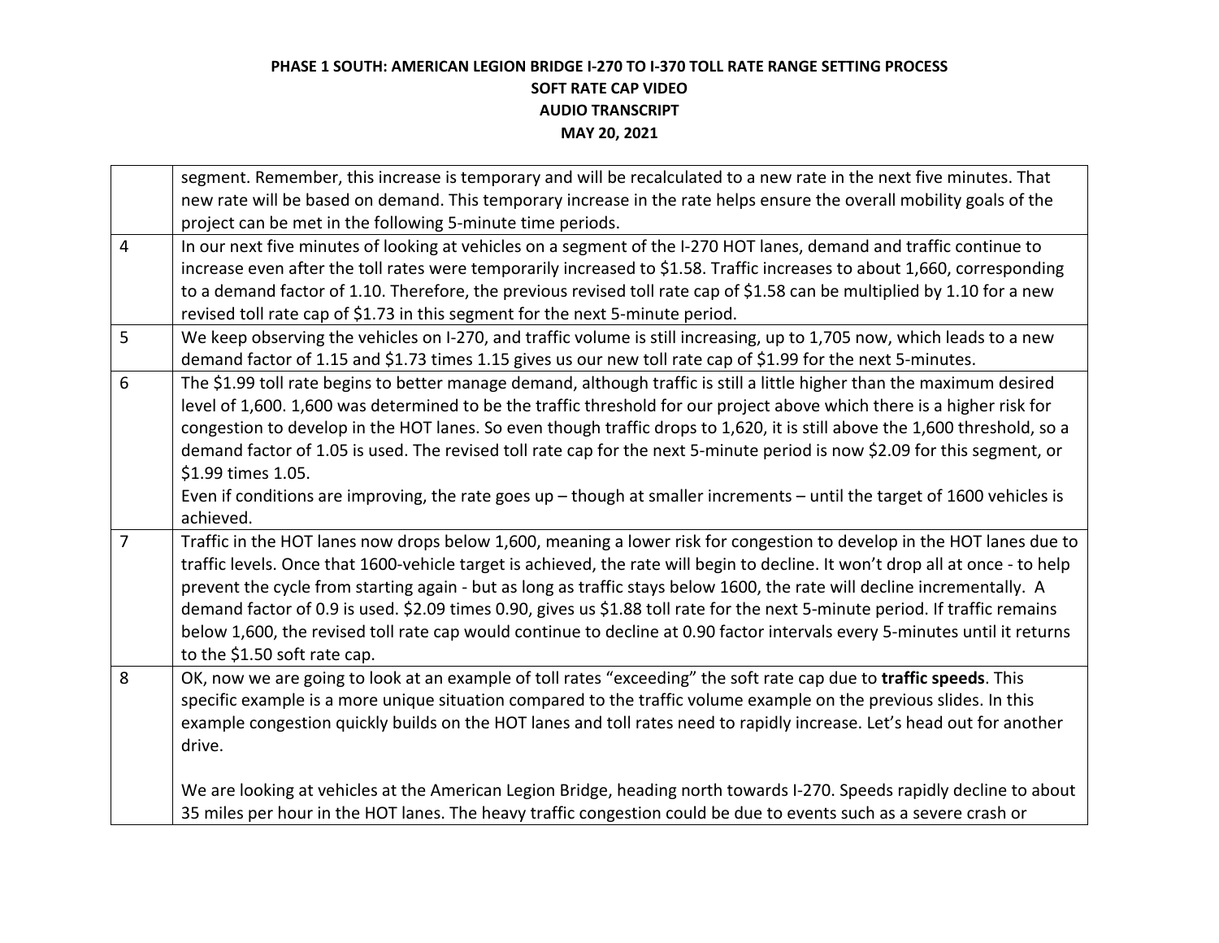| | |
|---|---|
| | segment. Remember, this increase is temporary and will be recalculated to a new rate in the next five minutes. That new rate will be based on demand. This temporary increase in the rate helps ensure the overall mobility goals of the project can be met in the following 5-minute time periods. |
| 4 | In our next five minutes of looking at vehicles on a segment of the I-270 HOT lanes, demand and traffic continue to increase even after the toll rates were temporarily increased to $1.58. Traffic increases to about 1,660, corresponding to a demand factor of 1.10. Therefore, the previous revised toll rate cap of $1.58 can be multiplied by 1.10 for a new revised toll rate cap of $1.73 in this segment for the next 5-minute period. |
| 5 | We keep observing the vehicles on I-270, and traffic volume is still increasing, up to 1,705 now, which leads to a new demand factor of 1.15 and $1.73 times 1.15 gives us our new toll rate cap of $1.99 for the next 5-minutes. |
| 6 | The $1.99 toll rate begins to better manage demand, although traffic is still a little higher than the maximum desired level of 1,600. 1,600 was determined to be the traffic threshold for our project above which there is a higher risk for congestion to develop in the HOT lanes. So even though traffic drops to 1,620, it is still above the 1,600 threshold, so a demand factor of 1.05 is used. The revised toll rate cap for the next 5-minute period is now $2.09 for this segment, or $1.99 times 1.05.<br>Even if conditions are improving, the rate goes up – though at smaller increments – until the target of 1600 vehicles is achieved. |
| 7 | Traffic in the HOT lanes now drops below 1,600, meaning a lower risk for congestion to develop in the HOT lanes due to traffic levels. Once that 1600-vehicle target is achieved, the rate will begin to decline. It won't drop all at once - to help prevent the cycle from starting again - but as long as traffic stays below 1600, the rate will decline incrementally. A demand factor of 0.9 is used. $2.09 times 0.90, gives us $1.88 toll rate for the next 5-minute period. If traffic remains below 1,600, the revised toll rate cap would continue to decline at 0.90 factor intervals every 5-minutes until it returns to the $1.50 soft rate cap. |
| 8 | OK, now we are going to look at an example of toll rates "exceeding" the soft rate cap due to **traffic speeds**. This specific example is a more unique situation compared to the traffic volume example on the previous slides. In this example congestion quickly builds on the HOT lanes and toll rates need to rapidly increase. Let's head out for another drive.<br><br>We are looking at vehicles at the American Legion Bridge, heading north towards I-270. Speeds rapidly decline to about 35 miles per hour in the HOT lanes. The heavy traffic congestion could be due to events such as a severe crash or |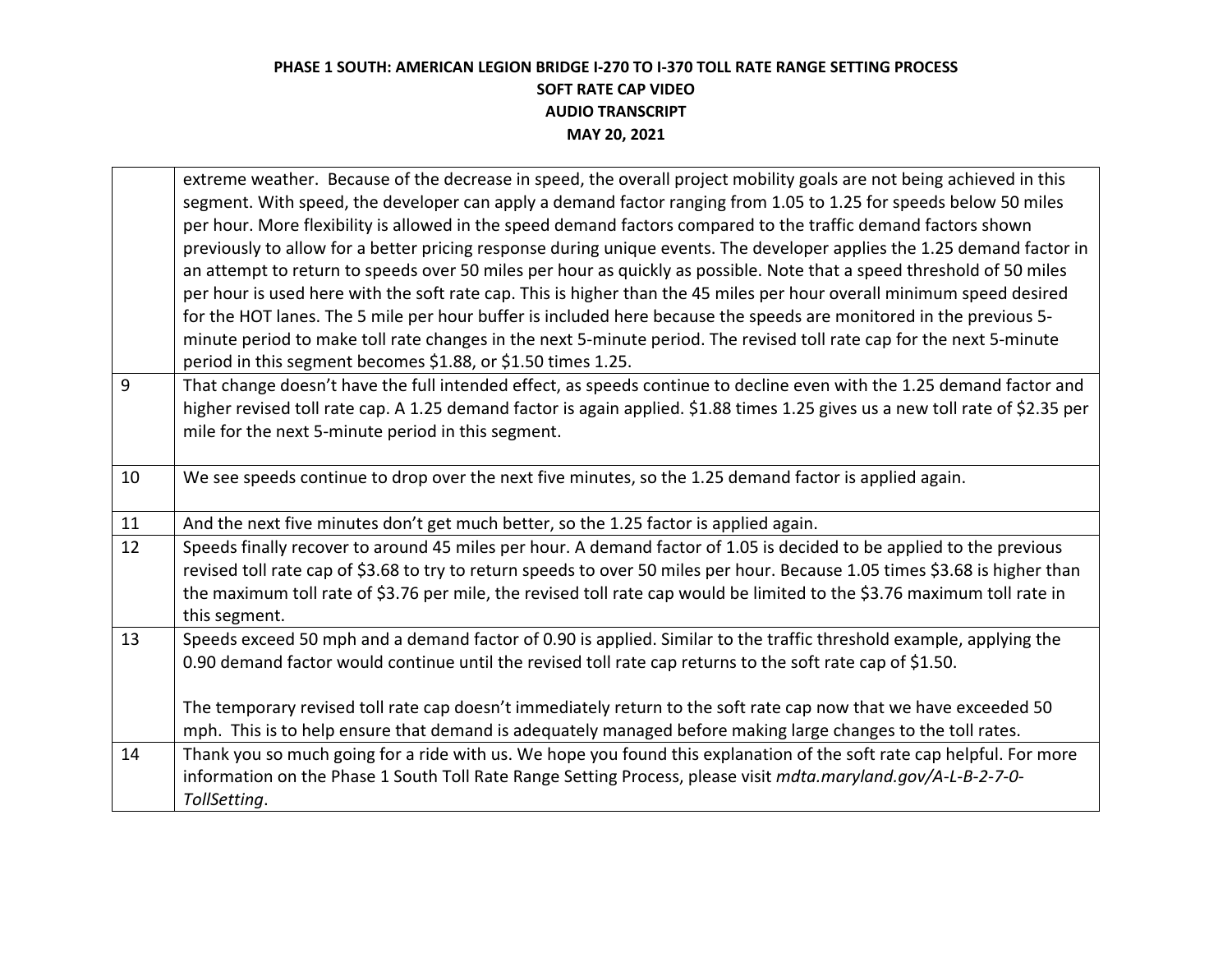**PHASE 1 SOUTH: AMERICAN LEGION BRIDGE I-270 TO I-370 TOLL RATE RANGE SETTING PROCESS**
**SOFT RATE CAP VIDEO**
**AUDIO TRANSCRIPT**
**MAY 20, 2021**

| | |
|---|---|
| | extreme weather. Because of the decrease in speed, the overall project mobility goals are not being achieved in this segment. With speed, the developer can apply a demand factor ranging from 1.05 to 1.25 for speeds below 50 miles per hour. More flexibility is allowed in the speed demand factors compared to the traffic demand factors shown previously to allow for a better pricing response during unique events. The developer applies the 1.25 demand factor in an attempt to return to speeds over 50 miles per hour as quickly as possible. Note that a speed threshold of 50 miles per hour is used here with the soft rate cap. This is higher than the 45 miles per hour overall minimum speed desired for the HOT lanes. The 5 mile per hour buffer is included here because the speeds are monitored in the previous 5-minute period to make toll rate changes in the next 5-minute period. The revised toll rate cap for the next 5-minute period in this segment becomes $1.88, or $1.50 times 1.25. |
| 9 | That change doesn't have the full intended effect, as speeds continue to decline even with the 1.25 demand factor and higher revised toll rate cap. A 1.25 demand factor is again applied. $1.88 times 1.25 gives us a new toll rate of $2.35 per mile for the next 5-minute period in this segment. |
| 10 | We see speeds continue to drop over the next five minutes, so the 1.25 demand factor is applied again. |
| 11 | And the next five minutes don't get much better, so the 1.25 factor is applied again. |
| 12 | Speeds finally recover to around 45 miles per hour. A demand factor of 1.05 is decided to be applied to the previous revised toll rate cap of $3.68 to try to return speeds to over 50 miles per hour. Because 1.05 times $3.68 is higher than the maximum toll rate of $3.76 per mile, the revised toll rate cap would be limited to the $3.76 maximum toll rate in this segment. |
| 13 | Speeds exceed 50 mph and a demand factor of 0.90 is applied. Similar to the traffic threshold example, applying the 0.90 demand factor would continue until the revised toll rate cap returns to the soft rate cap of $1.50.<br><br>The temporary revised toll rate cap doesn't immediately return to the soft rate cap now that we have exceeded 50 mph. This is to help ensure that demand is adequately managed before making large changes to the toll rates. |
| 14 | Thank you so much going for a ride with us. We hope you found this explanation of the soft rate cap helpful. For more information on the Phase 1 South Toll Rate Range Setting Process, please visit *mdta.maryland.gov/A-L-B-2-7-0-TollSetting*. |